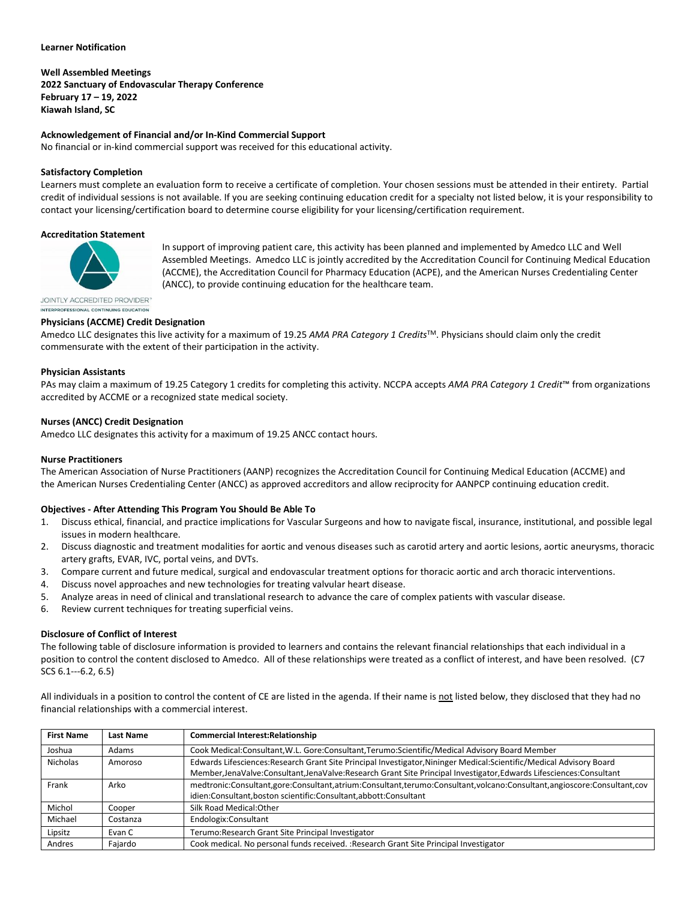**Learner Notification**

**Well Assembled Meetings**
**2022 Sanctuary of Endovascular Therapy Conference**
**February 17 – 19, 2022**
**Kiawah Island, SC**

**Acknowledgement of Financial and/or In-Kind Commercial Support**
No financial or in-kind commercial support was received for this educational activity.

**Satisfactory Completion**
Learners must complete an evaluation form to receive a certificate of completion. Your chosen sessions must be attended in their entirety. Partial credit of individual sessions is not available. If you are seeking continuing education credit for a specialty not listed below, it is your responsibility to contact your licensing/certification board to determine course eligibility for your licensing/certification requirement.

**Accreditation Statement**

JOINTLY ACCREDITED PROVIDER™
INTERPROFESSIONAL CONTINUING EDUCATION

In support of improving patient care, this activity has been planned and implemented by Amedco LLC and Well Assembled Meetings. Amedco LLC is jointly accredited by the Accreditation Council for Continuing Medical Education (ACCME), the Accreditation Council for Pharmacy Education (ACPE), and the American Nurses Credentialing Center (ANCC), to provide continuing education for the healthcare team.

**Physicians (ACCME) Credit Designation**
Amedco LLC designates this live activity for a maximum of 19.25 *AMA PRA Category 1 Credits*™. Physicians should claim only the credit commensurate with the extent of their participation in the activity.

**Physician Assistants**
PAs may claim a maximum of 19.25 Category 1 credits for completing this activity. NCCPA accepts *AMA PRA Category 1 Credit*™ from organizations accredited by ACCME or a recognized state medical society.

**Nurses (ANCC) Credit Designation**
Amedco LLC designates this activity for a maximum of 19.25 ANCC contact hours.

**Nurse Practitioners**
The American Association of Nurse Practitioners (AANP) recognizes the Accreditation Council for Continuing Medical Education (ACCME) and the American Nurses Credentialing Center (ANCC) as approved accreditors and allow reciprocity for AANPCP continuing education credit.

**Objectives - After Attending This Program You Should Be Able To**

1. Discuss ethical, financial, and practice implications for Vascular Surgeons and how to navigate fiscal, insurance, institutional, and possible legal issues in modern healthcare.
2. Discuss diagnostic and treatment modalities for aortic and venous diseases such as carotid artery and aortic lesions, aortic aneurysms, thoracic artery grafts, EVAR, IVC, portal veins, and DVTs.
3. Compare current and future medical, surgical and endovascular treatment options for thoracic aortic and arch thoracic interventions.
4. Discuss novel approaches and new technologies for treating valvular heart disease.
5. Analyze areas in need of clinical and translational research to advance the care of complex patients with vascular disease.
6. Review current techniques for treating superficial veins.

**Disclosure of Conflict of Interest**
The following table of disclosure information is provided to learners and contains the relevant financial relationships that each individual in a position to control the content disclosed to Amedco. All of these relationships were treated as a conflict of interest, and have been resolved. (C7 SCS 6.1---6.2, 6.5)

All individuals in a position to control the content of CE are listed in the agenda. If their name is <u>not</u> listed below, they disclosed that they had no financial relationships with a commercial interest.

| First Name | Last Name | Commercial Interest:Relationship |
|---|---|---|
| Joshua | Adams | Cook Medical:Consultant,W.L. Gore:Consultant,Terumo:Scientific/Medical Advisory Board Member |
| Nicholas | Amoroso | Edwards Lifesciences:Research Grant Site Principal Investigator,Nininger Medical:Scientific/Medical Advisory Board Member,JenaValve:Consultant,JenaValve:Research Grant Site Principal Investigator,Edwards Lifesciences:Consultant |
| Frank | Arko | medtronic:Consultant,gore:Consultant,atrium:Consultant,terumo:Consultant,volcano:Consultant,angioscore:Consultant,covidien:Consultant,boston scientific:Consultant,abbott:Consultant |
| Michol | Cooper | Silk Road Medical:Other |
| Michael | Costanza | Endologix:Consultant |
| Lipsitz | Evan C | Terumo:Research Grant Site Principal Investigator |
| Andres | Fajardo | Cook medical. No personal funds received. :Research Grant Site Principal Investigator |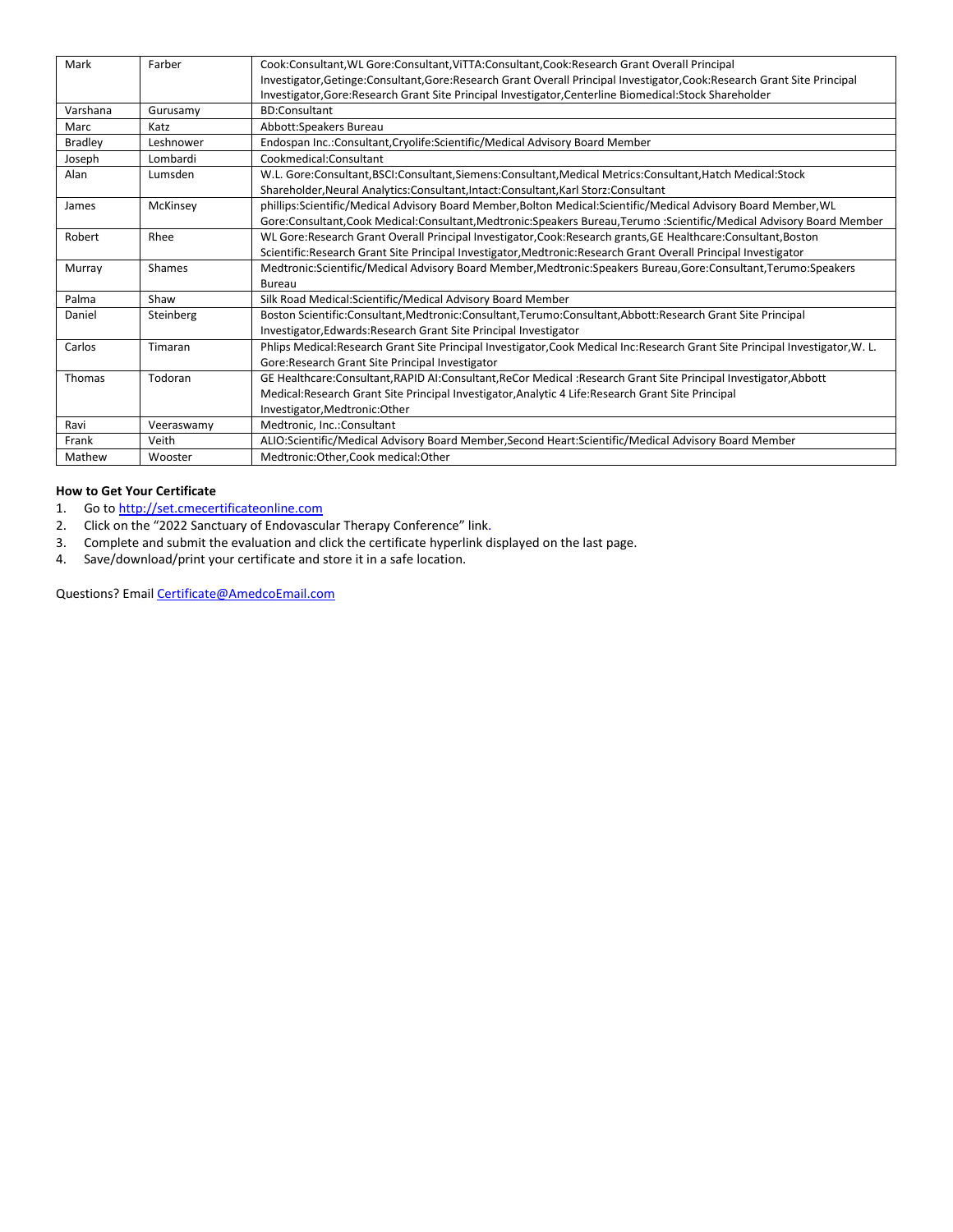| | | |
|---|---|---|
| Mark | Farber | Cook:Consultant,WL Gore:Consultant,ViTTA:Consultant,Cook:Research Grant Overall Principal Investigator,Getinge:Consultant,Gore:Research Grant Overall Principal Investigator,Cook:Research Grant Site Principal Investigator,Gore:Research Grant Site Principal Investigator,Centerline Biomedical:Stock Shareholder |
| Varshana | Gurusamy | BD:Consultant |
| Marc | Katz | Abbott:Speakers Bureau |
| Bradley | Leshnower | Endospan Inc.:Consultant,Cryolife:Scientific/Medical Advisory Board Member |
| Joseph | Lombardi | Cookmedical:Consultant |
| Alan | Lumsden | W.L. Gore:Consultant,BSCI:Consultant,Siemens:Consultant,Medical Metrics:Consultant,Hatch Medical:Stock Shareholder,Neural Analytics:Consultant,Intact:Consultant,Karl Storz:Consultant |
| James | McKinsey | phillips:Scientific/Medical Advisory Board Member,Bolton Medical:Scientific/Medical Advisory Board Member,WL Gore:Consultant,Cook Medical:Consultant,Medtronic:Speakers Bureau,Terumo :Scientific/Medical Advisory Board Member |
| Robert | Rhee | WL Gore:Research Grant Overall Principal Investigator,Cook:Research grants,GE Healthcare:Consultant,Boston Scientific:Research Grant Site Principal Investigator,Medtronic:Research Grant Overall Principal Investigator |
| Murray | Shames | Medtronic:Scientific/Medical Advisory Board Member,Medtronic:Speakers Bureau,Gore:Consultant,Terumo:Speakers Bureau |
| Palma | Shaw | Silk Road Medical:Scientific/Medical Advisory Board Member |
| Daniel | Steinberg | Boston Scientific:Consultant,Medtronic:Consultant,Terumo:Consultant,Abbott:Research Grant Site Principal Investigator,Edwards:Research Grant Site Principal Investigator |
| Carlos | Timaran | Phlips Medical:Research Grant Site Principal Investigator,Cook Medical Inc:Research Grant Site Principal Investigator,W. L. Gore:Research Grant Site Principal Investigator |
| Thomas | Todoran | GE Healthcare:Consultant,RAPID AI:Consultant,ReCor Medical :Research Grant Site Principal Investigator,Abbott Medical:Research Grant Site Principal Investigator,Analytic 4 Life:Research Grant Site Principal Investigator,Medtronic:Other |
| Ravi | Veeraswamy | Medtronic, Inc.:Consultant |
| Frank | Veith | ALIO:Scientific/Medical Advisory Board Member,Second Heart:Scientific/Medical Advisory Board Member |
| Mathew | Wooster | Medtronic:Other,Cook medical:Other |

**How to Get Your Certificate**

1. Go to http://set.cmecertificateonline.com
2. Click on the "2022 Sanctuary of Endovascular Therapy Conference" link.
3. Complete and submit the evaluation and click the certificate hyperlink displayed on the last page.
4. Save/download/print your certificate and store it in a safe location.

Questions? Email Certificate@AmedcoEmail.com